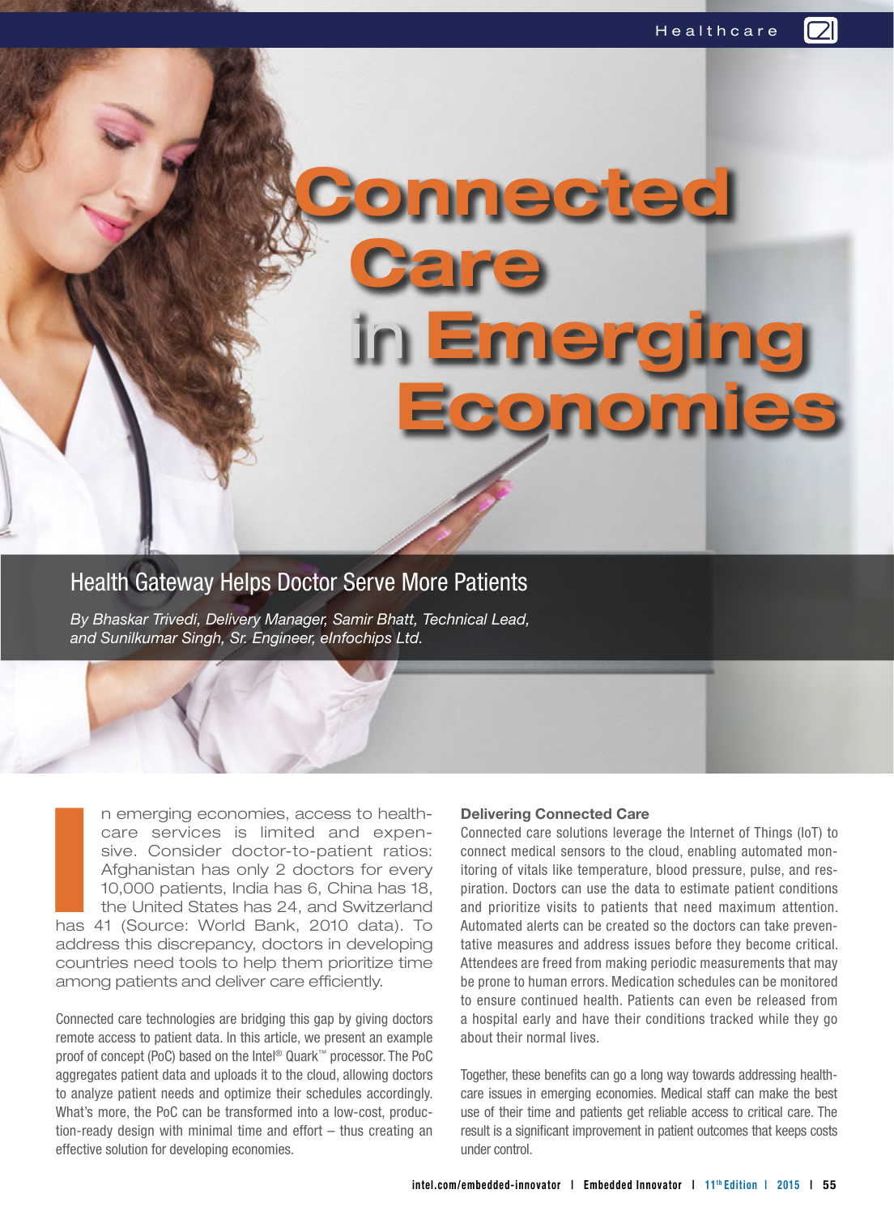# Connected Care in Emerging Economies

## Health Gateway Helps Doctor Serve More Patients

*By Bhaskar Trivedi, Delivery Manager, Samir Bhatt, Technical Lead, and Sunilkumar Singh, Sr. Engineer, eInfochips Ltd.*

In emerging economies, access to healthcare services is limited and expensive. Consider doctor-to-patient ratios: Afghanistan has only 2 doctors for every 10,000 patients, India has 6, China has 18, the United States has 24, and Switzerland has 41 (Source: World Bank, 2010 data). To address this discrepancy, doctors in developing countries need tools to help them prioritize time among patients and deliver care efficiently.

Connected care technologies are bridging this gap by giving doctors remote access to patient data. In this article, we present an example proof of concept (PoC) based on the Intel® Quark™ processor. The PoC aggregates patient data and uploads it to the cloud, allowing doctors to analyze patient needs and optimize their schedules accordingly. What's more, the PoC can be transformed into a low-cost, production-ready design with minimal time and effort – thus creating an effective solution for developing economies.

### Delivering Connected Care

Connected care solutions leverage the Internet of Things (IoT) to connect medical sensors to the cloud, enabling automated monitoring of vitals like temperature, blood pressure, pulse, and respiration. Doctors can use the data to estimate patient conditions and prioritize visits to patients that need maximum attention. Automated alerts can be created so the doctors can take preventative measures and address issues before they become critical. Attendees are freed from making periodic measurements that may be prone to human errors. Medication schedules can be monitored to ensure continued health. Patients can even be released from a hospital early and have their conditions tracked while they go about their normal lives.

Together, these benefits can go a long way towards addressing healthcare issues in emerging economies. Medical staff can make the best use of their time and patients get reliable access to critical care. The result is a significant improvement in patient outcomes that keeps costs under control.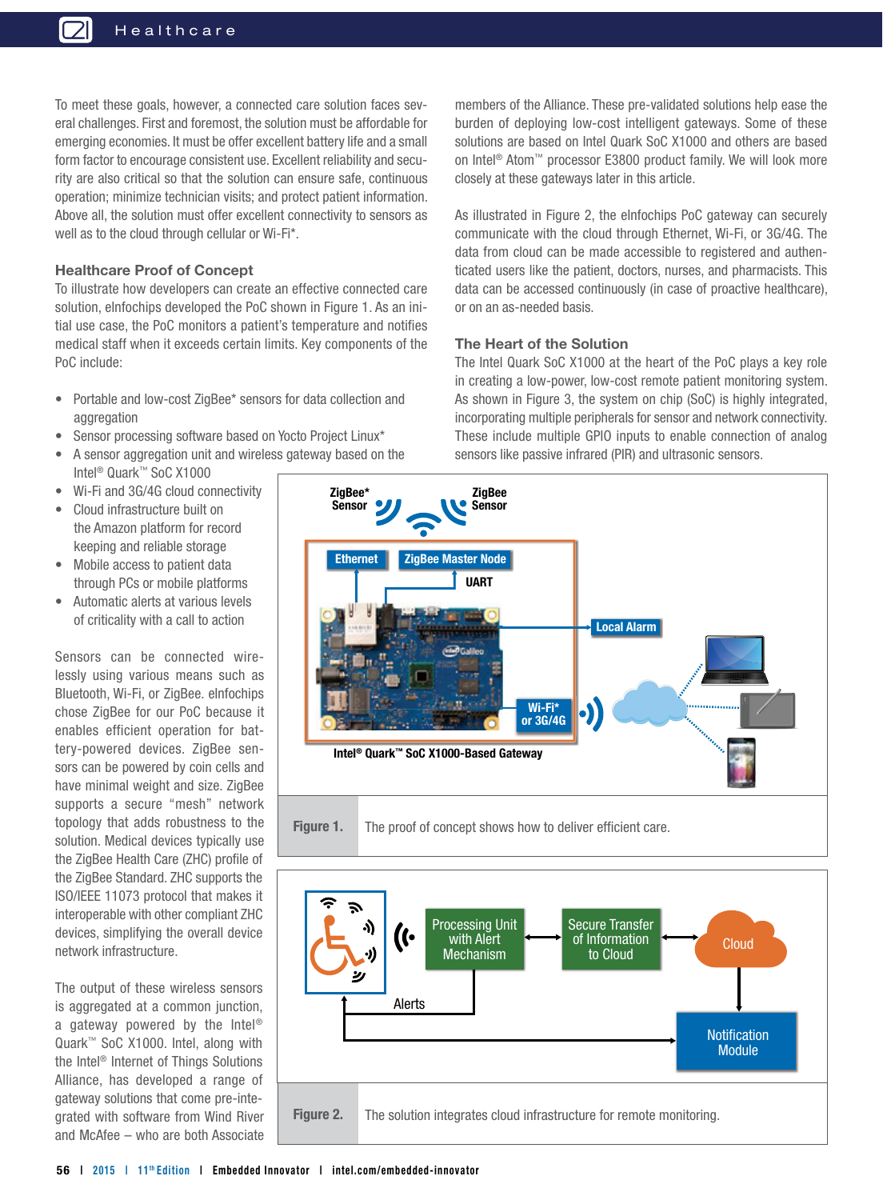To meet these goals, however, a connected care solution faces several challenges. First and foremost, the solution must be affordable for emerging economies. It must be offer excellent battery life and a small form factor to encourage consistent use. Excellent reliability and security are also critical so that the solution can ensure safe, continuous operation; minimize technician visits; and protect patient information. Above all, the solution must offer excellent connectivity to sensors as well as to the cloud through cellular or Wi-Fi*.

### Healthcare Proof of Concept

To illustrate how developers can create an effective connected care solution, eInfochips developed the PoC shown in Figure 1. As an initial use case, the PoC monitors a patient's temperature and notifies medical staff when it exceeds certain limits. Key components of the PoC include:

- Portable and low-cost ZigBee* sensors for data collection and aggregation
- Sensor processing software based on Yocto Project Linux*
- A sensor aggregation unit and wireless gateway based on the Intel® Quark™ SoC X1000
- Wi-Fi and 3G/4G cloud connectivity
- Cloud infrastructure built on the Amazon platform for record keeping and reliable storage
- Mobile access to patient data through PCs or mobile platforms
- Automatic alerts at various levels of criticality with a call to action

Sensors can be connected wirelessly using various means such as Bluetooth, Wi-Fi, or ZigBee. eInfochips chose ZigBee for our PoC because it enables efficient operation for battery-powered devices. ZigBee sensors can be powered by coin cells and have minimal weight and size. ZigBee supports a secure "mesh" network topology that adds robustness to the solution. Medical devices typically use the ZigBee Health Care (ZHC) profile of the ZigBee Standard. ZHC supports the ISO/IEEE 11073 protocol that makes it interoperable with other compliant ZHC devices, simplifying the overall device network infrastructure.

The output of these wireless sensors is aggregated at a common junction, a gateway powered by the Intel® Quark™ SoC X1000. Intel, along with the Intel® Internet of Things Solutions Alliance, has developed a range of gateway solutions that come pre-integrated with software from Wind River and McAfee – who are both Associate members of the Alliance. These pre-validated solutions help ease the burden of deploying low-cost intelligent gateways. Some of these solutions are based on Intel Quark SoC X1000 and others are based on Intel® Atom™ processor E3800 product family. We will look more closely at these gateways later in this article.

As illustrated in Figure 2, the eInfochips PoC gateway can securely communicate with the cloud through Ethernet, Wi-Fi, or 3G/4G. The data from cloud can be made accessible to registered and authenticated users like the patient, doctors, nurses, and pharmacists. This data can be accessed continuously (in case of proactive healthcare), or on an as-needed basis.

### The Heart of the Solution

The Intel Quark SoC X1000 at the heart of the PoC plays a key role in creating a low-power, low-cost remote patient monitoring system. As shown in Figure 3, the system on chip (SoC) is highly integrated, incorporating multiple peripherals for sensor and network connectivity. These include multiple GPIO inputs to enable connection of analog sensors like passive infrared (PIR) and ultrasonic sensors.

ZigBee* Sensor | ZigBee Sensor | Ethernet | ZigBee Master Node | UART | Local Alarm | Wi-Fi* or 3G/4G | Intel® Quark™ SoC X1000-Based Gateway

**Figure 1.** The proof of concept shows how to deliver efficient care.

Processing Unit with Alert Mechanism | Secure Transfer of Information to Cloud | Cloud | Alerts | Notification Module

**Figure 2.** The solution integrates cloud infrastructure for remote monitoring.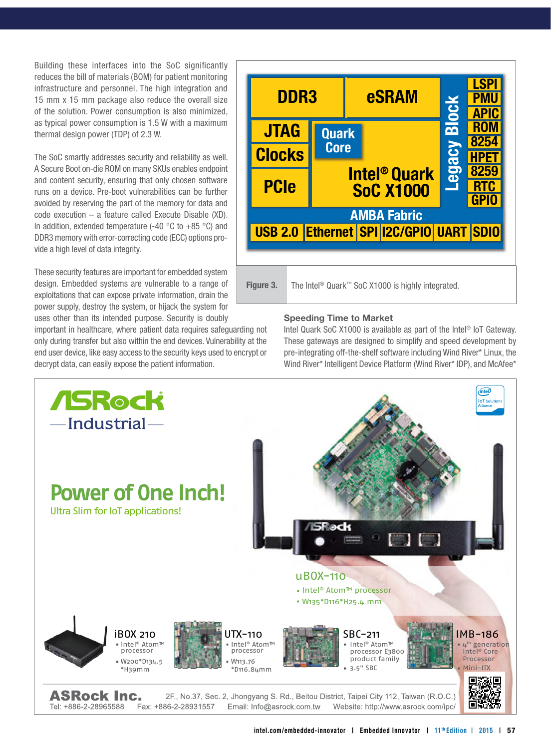Building these interfaces into the SoC significantly reduces the bill of materials (BOM) for patient monitoring infrastructure and personnel. The high integration and 15 mm x 15 mm package also reduce the overall size of the solution. Power consumption is also minimized, as typical power consumption is 1.5 W with a maximum thermal design power (TDP) of 2.3 W.

The SoC smartly addresses security and reliability as well. A Secure Boot on-die ROM on many SKUs enables endpoint and content security, ensuring that only chosen software runs on a device. Pre-boot vulnerabilities can be further avoided by reserving the part of the memory for data and code execution – a feature called Execute Disable (XD). In addition, extended temperature (-40 °C to +85 °C) and DDR3 memory with error-correcting code (ECC) options provide a high level of data integrity.

These security features are important for embedded system design. Embedded systems are vulnerable to a range of exploitations that can expose private information, drain the power supply, destroy the system, or hijack the system for uses other than its intended purpose. Security is doubly important in healthcare, where patient data requires safeguarding not only during transfer but also within the end devices. Vulnerability at the end user device, like easy access to the security keys used to encrypt or decrypt data, can easily expose the patient information.

DDR3
eSRAM
JTAG
Clocks
PCIe
Quark Core
Intel® Quark SoC X1000
Legacy Block
LSPI
PMU
APIC
ROM
8254
HPET
8259
RTC
GPIO
AMBA Fabric
USB 2.0
Ethernet
SPI
I2C/GPIO
UART
SDIO

**Figure 3.** The Intel® Quark™ SoC X1000 is highly integrated.

### Speeding Time to Market

Intel Quark SoC X1000 is available as part of the Intel® IoT Gateway. These gateways are designed to simplify and speed development by pre-integrating off-the-shelf software including Wind River* Linux, the Wind River* Intelligent Device Platform (Wind River* IDP), and McAfee*